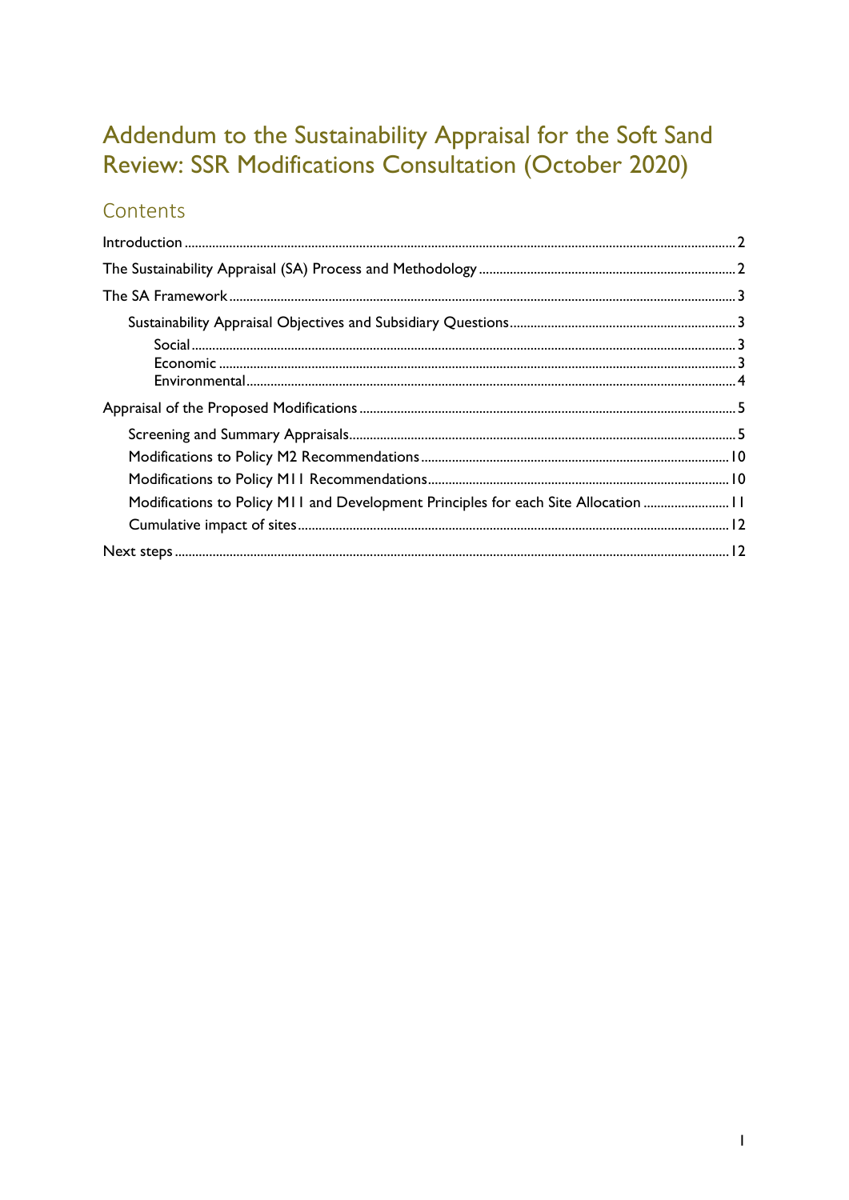# Addendum to the Sustainability Appraisal for the Soft Sand Review: SSR Modifications Consultation (October 2020)

## Contents

- Introduction ..... 2
- The Sustainability Appraisal (SA) Process and Methodology ..... 2
- The SA Framework ..... 3
  - Sustainability Appraisal Objectives and Subsidiary Questions ..... 3
    - Social ..... 3
    - Economic ..... 3
    - Environmental ..... 4
- Appraisal of the Proposed Modifications ..... 5
  - Screening and Summary Appraisals ..... 5
  - Modifications to Policy M2 Recommendations ..... 10
  - Modifications to Policy M11 Recommendations ..... 10
  - Modifications to Policy M11 and Development Principles for each Site Allocation ..... 11
  - Cumulative impact of sites ..... 12
- Next steps ..... 12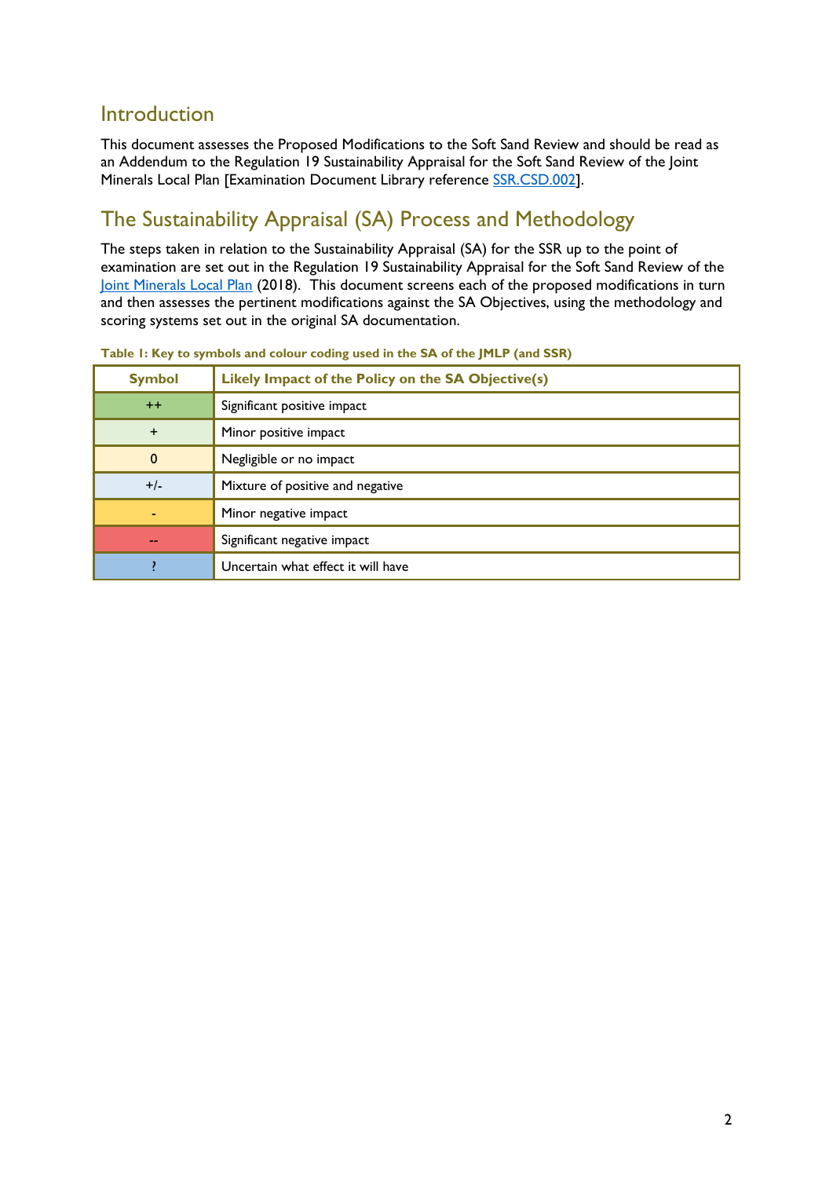## Introduction

This document assesses the Proposed Modifications to the Soft Sand Review and should be read as an Addendum to the Regulation 19 Sustainability Appraisal for the Soft Sand Review of the Joint Minerals Local Plan [Examination Document Library reference SSR.CSD.002].

## The Sustainability Appraisal (SA) Process and Methodology

The steps taken in relation to the Sustainability Appraisal (SA) for the SSR up to the point of examination are set out in the Regulation 19 Sustainability Appraisal for the Soft Sand Review of the Joint Minerals Local Plan (2018). This document screens each of the proposed modifications in turn and then assesses the pertinent modifications against the SA Objectives, using the methodology and scoring systems set out in the original SA documentation.

**Table 1: Key to symbols and colour coding used in the SA of the JMLP (and SSR)**

| Symbol | Likely Impact of the Policy on the SA Objective(s) |
|---|---|
| ++ | Significant positive impact |
| + | Minor positive impact |
| 0 | Negligible or no impact |
| +/- | Mixture of positive and negative |
| - | Minor negative impact |
| -- | Significant negative impact |
| ? | Uncertain what effect it will have |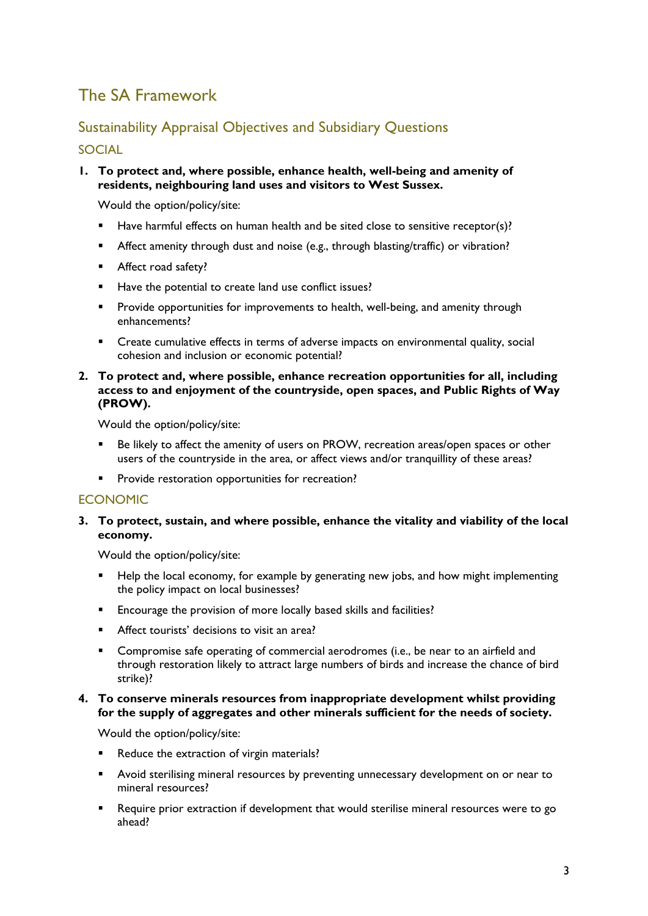# The SA Framework

## Sustainability Appraisal Objectives and Subsidiary Questions

### SOCIAL

1. **To protect and, where possible, enhance health, well-being and amenity of residents, neighbouring land uses and visitors to West Sussex.**

   Would the option/policy/site:

   - Have harmful effects on human health and be sited close to sensitive receptor(s)?
   - Affect amenity through dust and noise (e.g., through blasting/traffic) or vibration?
   - Affect road safety?
   - Have the potential to create land use conflict issues?
   - Provide opportunities for improvements to health, well-being, and amenity through enhancements?
   - Create cumulative effects in terms of adverse impacts on environmental quality, social cohesion and inclusion or economic potential?

2. **To protect and, where possible, enhance recreation opportunities for all, including access to and enjoyment of the countryside, open spaces, and Public Rights of Way (PROW).**

   Would the option/policy/site:

   - Be likely to affect the amenity of users on PROW, recreation areas/open spaces or other users of the countryside in the area, or affect views and/or tranquillity of these areas?
   - Provide restoration opportunities for recreation?

### ECONOMIC

3. **To protect, sustain, and where possible, enhance the vitality and viability of the local economy.**

   Would the option/policy/site:

   - Help the local economy, for example by generating new jobs, and how might implementing the policy impact on local businesses?
   - Encourage the provision of more locally based skills and facilities?
   - Affect tourists' decisions to visit an area?
   - Compromise safe operating of commercial aerodromes (i.e., be near to an airfield and through restoration likely to attract large numbers of birds and increase the chance of bird strike)?

4. **To conserve minerals resources from inappropriate development whilst providing for the supply of aggregates and other minerals sufficient for the needs of society.**

   Would the option/policy/site:

   - Reduce the extraction of virgin materials?
   - Avoid sterilising mineral resources by preventing unnecessary development on or near to mineral resources?
   - Require prior extraction if development that would sterilise mineral resources were to go ahead?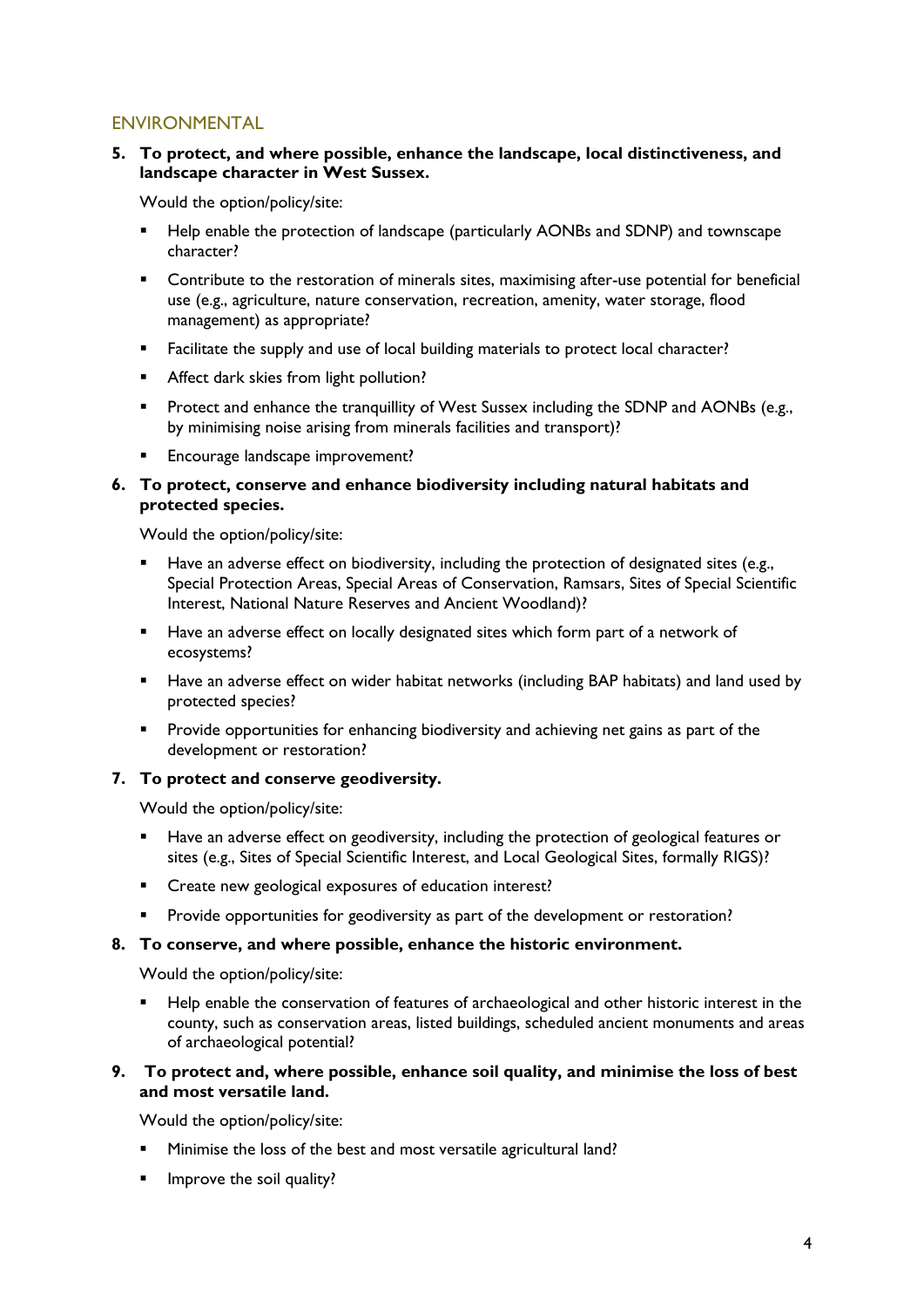## ENVIRONMENTAL

**5. To protect, and where possible, enhance the landscape, local distinctiveness, and landscape character in West Sussex.**

Would the option/policy/site:

- Help enable the protection of landscape (particularly AONBs and SDNP) and townscape character?
- Contribute to the restoration of minerals sites, maximising after-use potential for beneficial use (e.g., agriculture, nature conservation, recreation, amenity, water storage, flood management) as appropriate?
- Facilitate the supply and use of local building materials to protect local character?
- Affect dark skies from light pollution?
- Protect and enhance the tranquillity of West Sussex including the SDNP and AONBs (e.g., by minimising noise arising from minerals facilities and transport)?
- Encourage landscape improvement?

**6. To protect, conserve and enhance biodiversity including natural habitats and protected species.**

Would the option/policy/site:

- Have an adverse effect on biodiversity, including the protection of designated sites (e.g., Special Protection Areas, Special Areas of Conservation, Ramsars, Sites of Special Scientific Interest, National Nature Reserves and Ancient Woodland)?
- Have an adverse effect on locally designated sites which form part of a network of ecosystems?
- Have an adverse effect on wider habitat networks (including BAP habitats) and land used by protected species?
- Provide opportunities for enhancing biodiversity and achieving net gains as part of the development or restoration?

**7. To protect and conserve geodiversity.**

Would the option/policy/site:

- Have an adverse effect on geodiversity, including the protection of geological features or sites (e.g., Sites of Special Scientific Interest, and Local Geological Sites, formally RIGS)?
- Create new geological exposures of education interest?
- Provide opportunities for geodiversity as part of the development or restoration?

**8. To conserve, and where possible, enhance the historic environment.**

Would the option/policy/site:

- Help enable the conservation of features of archaeological and other historic interest in the county, such as conservation areas, listed buildings, scheduled ancient monuments and areas of archaeological potential?

**9. To protect and, where possible, enhance soil quality, and minimise the loss of best and most versatile land.**

Would the option/policy/site:

- Minimise the loss of the best and most versatile agricultural land?
- Improve the soil quality?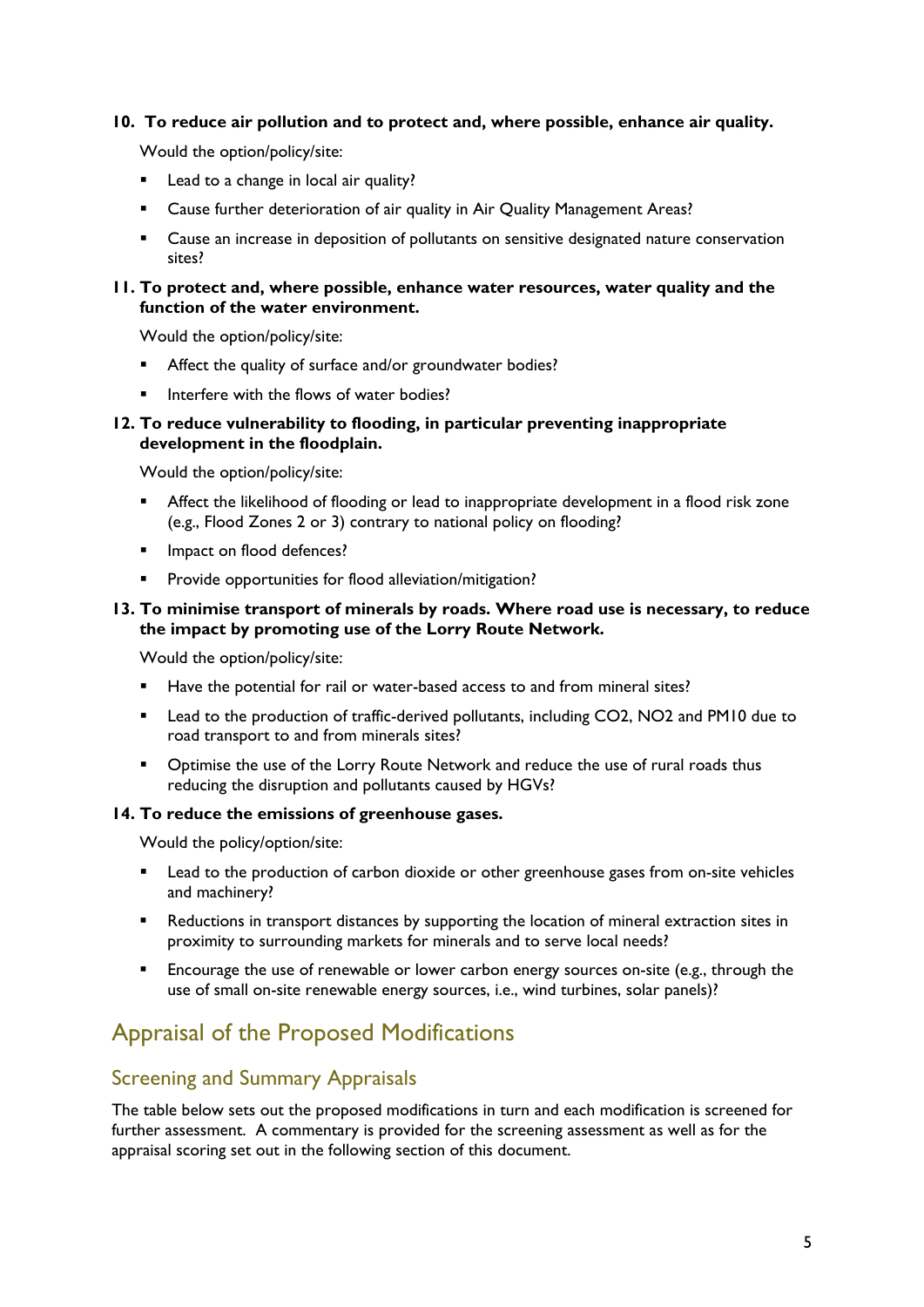**10. To reduce air pollution and to protect and, where possible, enhance air quality.**

Would the option/policy/site:

- Lead to a change in local air quality?
- Cause further deterioration of air quality in Air Quality Management Areas?
- Cause an increase in deposition of pollutants on sensitive designated nature conservation sites?

**11. To protect and, where possible, enhance water resources, water quality and the function of the water environment.**

Would the option/policy/site:

- Affect the quality of surface and/or groundwater bodies?
- Interfere with the flows of water bodies?

**12. To reduce vulnerability to flooding, in particular preventing inappropriate development in the floodplain.**

Would the option/policy/site:

- Affect the likelihood of flooding or lead to inappropriate development in a flood risk zone (e.g., Flood Zones 2 or 3) contrary to national policy on flooding?
- Impact on flood defences?
- Provide opportunities for flood alleviation/mitigation?

**13. To minimise transport of minerals by roads. Where road use is necessary, to reduce the impact by promoting use of the Lorry Route Network.**

Would the option/policy/site:

- Have the potential for rail or water-based access to and from mineral sites?
- Lead to the production of traffic-derived pollutants, including $CO_2$, $NO_2$ and $PM_{10}$ due to road transport to and from minerals sites?
- Optimise the use of the Lorry Route Network and reduce the use of rural roads thus reducing the disruption and pollutants caused by HGVs?

**14. To reduce the emissions of greenhouse gases.**

Would the policy/option/site:

- Lead to the production of carbon dioxide or other greenhouse gases from on-site vehicles and machinery?
- Reductions in transport distances by supporting the location of mineral extraction sites in proximity to surrounding markets for minerals and to serve local needs?
- Encourage the use of renewable or lower carbon energy sources on-site (e.g., through the use of small on-site renewable energy sources, i.e., wind turbines, solar panels)?

## Appraisal of the Proposed Modifications

### Screening and Summary Appraisals

The table below sets out the proposed modifications in turn and each modification is screened for further assessment. A commentary is provided for the screening assessment as well as for the appraisal scoring set out in the following section of this document.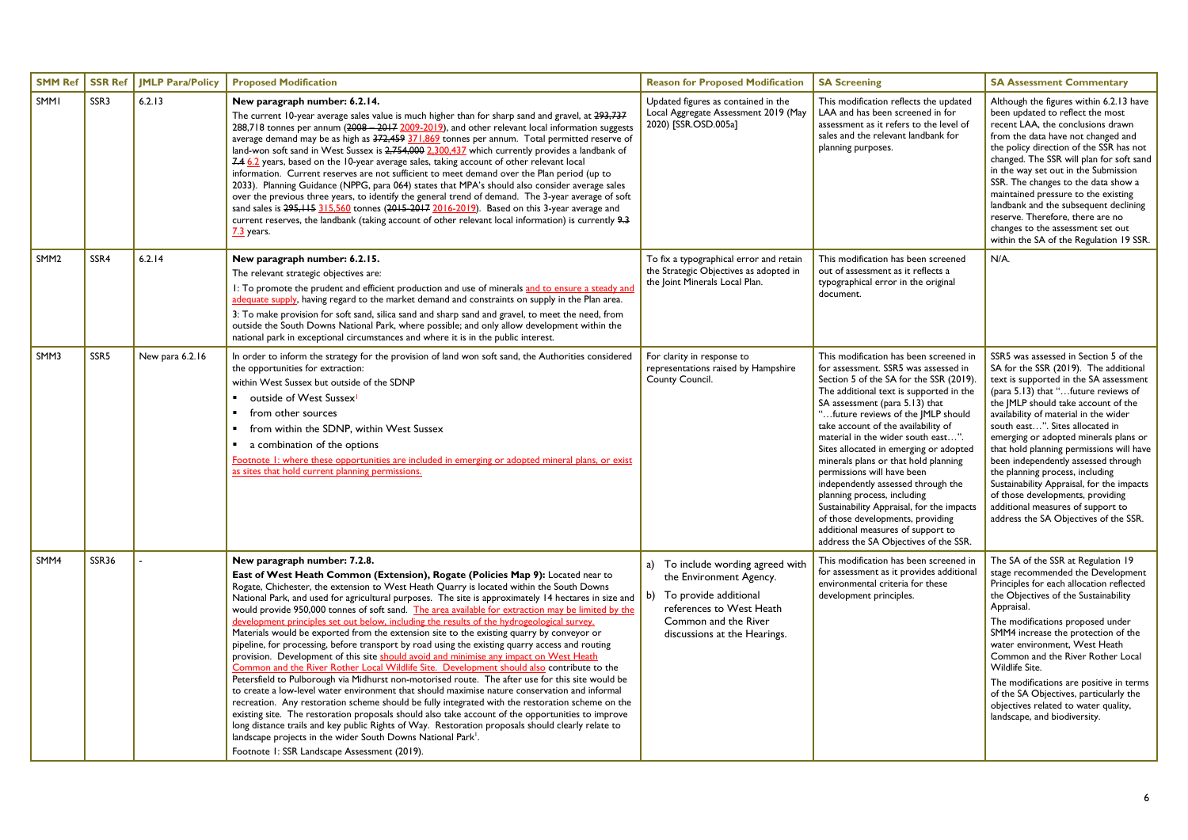| SMM Ref | SSR Ref | JMLP Para/Policy | Proposed Modification | Reason for Proposed Modification | SA Screening | SA Assessment Commentary |
|---|---|---|---|---|---|---|
| SMM1 | SSR3 | 6.2.13 | **New paragraph number: 6.2.14.**<br>The current 10-year average sales value is much higher than for sharp sand and gravel, at ~~293,737~~ 288,718 tonnes per annum (~~2008 – 2017~~ 2009-2019), and other relevant local information suggests average demand may be as high as ~~372,459~~ 371,869 tonnes per annum. Total permitted reserve of land-won soft sand in West Sussex is ~~2,754,000~~ 2,300,437 which currently provides a landbank of ~~7.4~~ 6.2 years, based on the 10-year average sales, taking account of other relevant local information. Current reserves are not sufficient to meet demand over the Plan period (up to 2033). Planning Guidance (NPPG, para 064) states that MPA's should also consider average sales over the previous three years, to identify the general trend of demand. The 3-year average of soft sand sales is ~~295,115~~ 315,560 tonnes (~~2015-2017~~ 2016-2019). Based on this 3-year average and current reserves, the landbank (taking account of other relevant local information) is currently ~~9.3~~ 7.3 years. | Updated figures as contained in the Local Aggregate Assessment 2019 (May 2020) [SSR.OSD.005a] | This modification reflects the updated LAA and has been screened in for assessment as it refers to the level of sales and the relevant landbank for planning purposes. | Although the figures within 6.2.13 have been updated to reflect the most recent LAA, the conclusions drawn from the data have not changed and the policy direction of the SSR has not changed. The SSR will plan for soft sand in the way set out in the Submission SSR. The changes to the data show a maintained pressure to the existing landbank and the subsequent declining reserve. Therefore, there are no changes to the assessment set out within the SA of the Regulation 19 SSR. |
| SMM2 | SSR4 | 6.2.14 | **New paragraph number: 6.2.15.**<br>The relevant strategic objectives are:<br>1: To promote the prudent and efficient production and use of minerals and to ensure a steady and adequate supply, having regard to the market demand and constraints on supply in the Plan area.<br>3: To make provision for soft sand, silica sand and sharp sand and gravel, to meet the need, from outside the South Downs National Park, where possible; and only allow development within the national park in exceptional circumstances and where it is in the public interest. | To fix a typographical error and retain the Strategic Objectives as adopted in the Joint Minerals Local Plan. | This modification has been screened out of assessment as it reflects a typographical error in the original document. | N/A. |
| SMM3 | SSR5 | New para 6.2.16 | In order to inform the strategy for the provision of land won soft sand, the Authorities considered the opportunities for extraction:<br>within West Sussex but outside of the SDNP<br>▪ outside of West Sussex[1]<br>▪ from other sources<br>▪ from within the SDNP, within West Sussex<br>▪ a combination of the options<br>Footnote 1: where these opportunities are included in emerging or adopted mineral plans, or exist as sites that hold current planning permissions. | For clarity in response to representations raised by Hampshire County Council. | This modification has been screened in for assessment. SSR5 was assessed in Section 5 of the SA for the SSR (2019). The additional text is supported in the SA assessment (para 5.13) that "…future reviews of the JMLP should take account of the availability of material in the wider south east…". Sites allocated in emerging or adopted minerals plans or that hold planning permissions will have been independently assessed through the planning process, including Sustainability Appraisal, for the impacts of those developments, providing additional measures of support to address the SA Objectives of the SSR. | SSR5 was assessed in Section 5 of the SA for the SSR (2019). The additional text is supported in the SA assessment (para 5.13) that "…future reviews of the JMLP should take account of the availability of material in the wider south east…". Sites allocated in emerging or adopted minerals plans or that hold planning permissions will have been independently assessed through the planning process, including Sustainability Appraisal, for the impacts of those developments, providing additional measures of support to address the SA Objectives of the SSR. |
| SMM4 | SSR36 | - | **New paragraph number: 7.2.8.**<br>**East of West Heath Common (Extension), Rogate (Policies Map 9):** Located near to Rogate, Chichester, the extension to West Heath Quarry is located within the South Downs National Park, and used for agricultural purposes. The site is approximately 14 hectares in size and would provide 950,000 tonnes of soft sand. The area available for extraction may be limited by the development principles set out below, including the results of the hydrogeological survey. Materials would be exported from the extension site to the existing quarry by conveyor or pipeline, for processing, before transport by road using the existing quarry access and routing provision. Development of this site should avoid and minimise any impact on West Heath Common and the River Rother Local Wildlife Site. Development should also contribute to the Petersfield to Pulborough via Midhurst non-motorised route. The after use for this site would be to create a low-level water environment that would maximise nature conservation and informal recreation. Any restoration scheme should be fully integrated with the restoration scheme on the existing site. The restoration proposals should also take account of the opportunities to improve long distance trails and key public Rights of Way. Restoration proposals should clearly relate to landscape projects in the wider South Downs National Park[1].<br>Footnote 1: SSR Landscape Assessment (2019). | a) To include wording agreed with the Environment Agency.<br>b) To provide additional references to West Heath Common and the River discussions at the Hearings. | This modification has been screened in for assessment as it provides additional environmental criteria for these development principles. | The SA of the SSR at Regulation 19 stage recommended the Development Principles for each allocation reflected the Objectives of the Sustainability Appraisal.<br>The modifications proposed under SMM4 increase the protection of the water environment, West Heath Common and the River Rother Local Wildlife Site.<br>The modifications are positive in terms of the SA Objectives, particularly the objectives related to water quality, landscape, and biodiversity. |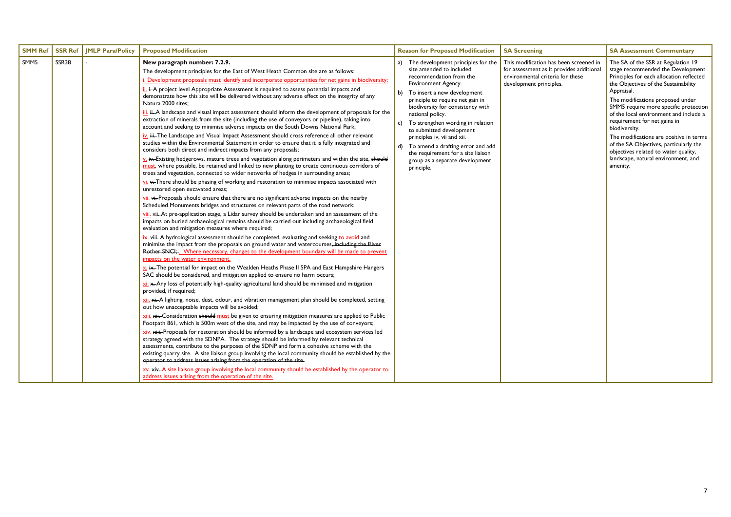| SMM Ref | SSR Ref | JMLP Para/Policy | Proposed Modification | Reason for Proposed Modification | SA Screening | SA Assessment Commentary |
|---|---|---|---|---|---|---|
| SMM5 | SSR38 | - | **New paragraph number: 7.2.9.**<br>The development principles for the East of West Heath Common site are as follows:<br>i. Development proposals must identify and incorporate opportunities for net gains in biodiversity;<br>ii. ~~i.~~ A project level Appropriate Assessment is required to assess potential impacts and demonstrate how this site will be delivered without any adverse effect on the integrity of any Natura 2000 sites;<br>iii. ~~ii.~~ A landscape and visual impact assessment should inform the development of proposals for the extraction of minerals from the site (including the use of conveyors or pipeline), taking into account and seeking to minimise adverse impacts on the South Downs National Park;<br>iv. ~~iii.~~ The Landscape and Visual Impact Assessment should cross reference all other relevant studies within the Environmental Statement in order to ensure that it is fully integrated and considers both direct and indirect impacts from any proposals;<br>v. ~~iv.~~ Existing hedgerows, mature trees and vegetation along perimeters and within the site, ~~should~~ must, where possible, be retained and linked to new planting to create continuous corridors of trees and vegetation, connected to wider networks of hedges in surrounding areas;<br>vi. ~~v.~~ There should be phasing of working and restoration to minimise impacts associated with unrestored open excavated areas;<br>vii. ~~vi.~~ Proposals should ensure that there are no significant adverse impacts on the nearby Scheduled Monuments bridges and structures on relevant parts of the road network;<br>viii. ~~vii.~~ At pre-application stage, a Lidar survey should be undertaken and an assessment of the impacts on buried archaeological remains should be carried out including archaeological field evaluation and mitigation measures where required;<br>ix. ~~viii.~~ A hydrological assessment should be completed, evaluating and seeking to avoid and minimise the impact from the proposals on ground water and watercourses~~, including the River Rother SNCI;~~. Where necessary, changes to the development boundary will be made to prevent impacts on the water environment.<br>x. ~~ix.~~ The potential for impact on the Wealden Heaths Phase II SPA and East Hampshire Hangers SAC should be considered, and mitigation applied to ensure no harm occurs;<br>xi. ~~x.~~ Any loss of potentially high-quality agricultural land should be minimised and mitigation provided, if required;<br>xii. ~~xi.~~ A lighting, noise, dust, odour, and vibration management plan should be completed, setting out how unacceptable impacts will be avoided;<br>xiii. ~~xii.~~ Consideration ~~should~~ must be given to ensuring mitigation measures are applied to Public Footpath 861, which is 500m west of the site, and may be impacted by the use of conveyors;<br>xiv. ~~xiii.~~ Proposals for restoration should be informed by a landscape and ecosystem services led strategy agreed with the SDNPA. The strategy should be informed by relevant technical assessments, contribute to the purposes of the SDNP and form a cohesive scheme with the existing quarry site. ~~A site liaison group involving the local community should be established by the operator to address issues arising from the operation of the site.~~<br>xv. ~~xiv.~~ A site liaison group involving the local community should be established by the operator to address issues arising from the operation of the site. | a) The development principles for the site amended to included recommendation from the Environment Agency.<br>b) To insert a new development principle to require net gain in biodiversity for consistency with national policy.<br>c) To strengthen wording in relation to submitted development principles iv, vii and xii.<br>d) To amend a drafting error and add the requirement for a site liaison group as a separate development principle. | This modification has been screened in for assessment as it provides additional environmental criteria for these development principles. | The SA of the SSR at Regulation 19 stage recommended the Development Principles for each allocation reflected the Objectives of the Sustainability Appraisal.<br>The modifications proposed under SMM5 require more specific protection of the local environment and include a requirement for net gains in biodiversity.<br>The modifications are positive in terms of the SA Objectives, particularly the objectives related to water quality, landscape, natural environment, and amenity. |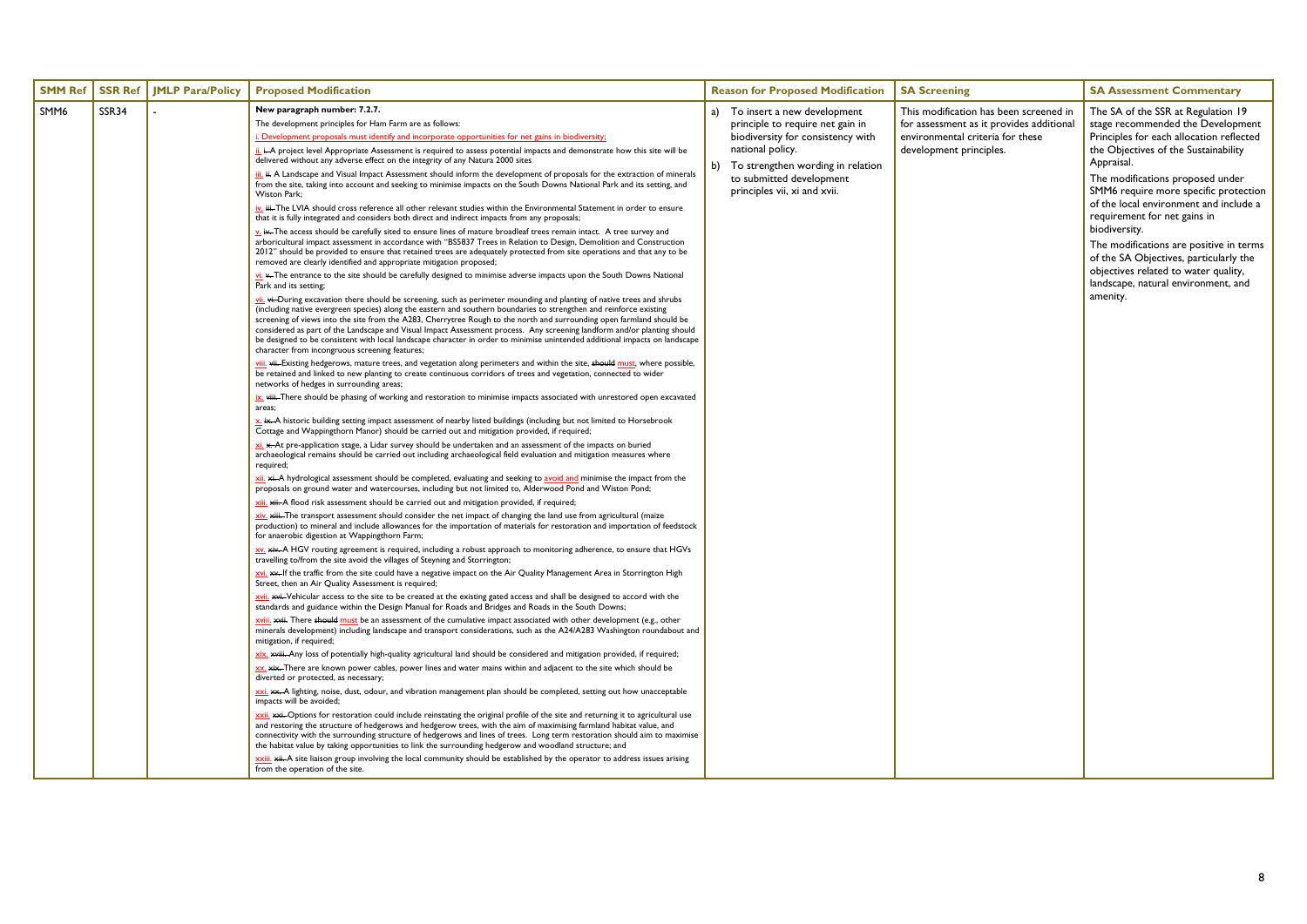| SMM Ref | SSR Ref | JMLP Para/Policy | Proposed Modification | Reason for Proposed Modification | SA Screening | SA Assessment Commentary |
|---|---|---|---|---|---|---|
| SMM6 | SSR34 | - | New paragraph number: 7.2.7.<br><br>The development principles for Ham Farm are as follows:<br><br>i. Development proposals must identify and incorporate opportunities for net gains in biodiversity;<br><br>ii. i. A project level Appropriate Assessment is required to assess potential impacts and demonstrate how this site will be delivered without any adverse effect on the integrity of any Natura 2000 sites<br><br>iii. ii. A Landscape and Visual Impact Assessment should inform the development of proposals for the extraction of minerals from the site, taking into account and seeking to minimise impacts on the South Downs National Park and its setting, and Wiston Park;<br><br>iv. iii. The LVIA should cross reference all other relevant studies within the Environmental Statement in order to ensure that it is fully integrated and considers both direct and indirect impacts from any proposals;<br><br>v. iv. The access should be carefully sited to ensure lines of mature broadleaf trees remain intact. A tree survey and arboricultural impact assessment in accordance with "BS5837 Trees in Relation to Design, Demolition and Construction 2012" should be provided to ensure that retained trees are adequately protected from site operations and that any to be removed are clearly identified and appropriate mitigation proposed;<br><br>vi. v. The entrance to the site should be carefully designed to minimise adverse impacts upon the South Downs National Park and its setting;<br><br>vii. vi. During excavation there should be screening, such as perimeter mounding and planting of native trees and shrubs (including native evergreen species) along the eastern and southern boundaries to strengthen and reinforce existing screening of views into the site from the A283, Cherrytree Rough to the north and surrounding open farmland should be considered as part of the Landscape and Visual Impact Assessment process. Any screening landform and/or planting should be designed to be consistent with local landscape character in order to minimise unintended additional impacts on landscape character from incongruous screening features;<br><br>viii. vii. Existing hedgerows, mature trees, and vegetation along perimeters and within the site, should must, where possible, be retained and linked to new planting to create continuous corridors of trees and vegetation, connected to wider networks of hedges in surrounding areas;<br><br>ix. viii. There should be phasing of working and restoration to minimise impacts associated with unrestored open excavated areas;<br><br>x. ix. A historic building setting impact assessment of nearby listed buildings (including but not limited to Horsebrook Cottage and Wappingthorn Manor) should be carried out and mitigation provided, if required;<br><br>xi. x. At pre-application stage, a Lidar survey should be undertaken and an assessment of the impacts on buried archaeological remains should be carried out including archaeological field evaluation and mitigation measures where required;<br><br>xii. xi. A hydrological assessment should be completed, evaluating and seeking to avoid and minimise the impact from the proposals on ground water and watercourses, including but not limited to, Alderwood Pond and Wiston Pond;<br><br>xiii. xii. A flood risk assessment should be carried out and mitigation provided, if required;<br><br>xiv. xiii. The transport assessment should consider the net impact of changing the land use from agricultural (maize production) to mineral and include allowances for the importation of materials for restoration and importation of feedstock for anaerobic digestion at Wappingthorn Farm;<br><br>xv. xiv. A HGV routing agreement is required, including a robust approach to monitoring adherence, to ensure that HGVs travelling to/from the site avoid the villages of Steyning and Storrington;<br><br>xvi. xv. If the traffic from the site could have a negative impact on the Air Quality Management Area in Storrington High Street, then an Air Quality Assessment is required;<br><br>xvii. xvi. Vehicular access to the site to be created at the existing gated access and shall be designed to accord with the standards and guidance within the Design Manual for Roads and Bridges and Roads in the South Downs;<br><br>xviii. xvii. There should must be an assessment of the cumulative impact associated with other development (e.g., other minerals development) including landscape and transport considerations, such as the A24/A283 Washington roundabout and mitigation, if required;<br><br>xix. xviii. Any loss of potentially high-quality agricultural land should be considered and mitigation provided, if required;<br><br>xx. xix. There are known power cables, power lines and water mains within and adjacent to the site which should be diverted or protected, as necessary;<br><br>xxi. xx. A lighting, noise, dust, odour, and vibration management plan should be completed, setting out how unacceptable impacts will be avoided;<br><br>xxii. xxi. Options for restoration could include reinstating the original profile of the site and returning it to agricultural use and restoring the structure of hedgerows and hedgerow trees, with the aim of maximising farmland habitat value, and connectivity with the surrounding structure of hedgerows and lines of trees. Long term restoration should aim to maximise the habitat value by taking opportunities to link the surrounding hedgerow and woodland structure; and<br><br>xxiii. xii. A site liaison group involving the local community should be established by the operator to address issues arising from the operation of the site. | a) To insert a new development principle to require net gain in biodiversity for consistency with national policy.<br><br>b) To strengthen wording in relation to submitted development principles vii, xi and xvii. | This modification has been screened in for assessment as it provides additional environmental criteria for these development principles. | The SA of the SSR at Regulation 19 stage recommended the Development Principles for each allocation reflected the Objectives of the Sustainability Appraisal.<br><br>The modifications proposed under SMM6 require more specific protection of the local environment and include a requirement for net gains in biodiversity.<br><br>The modifications are positive in terms of the SA Objectives, particularly the objectives related to water quality, landscape, natural environment, and amenity. |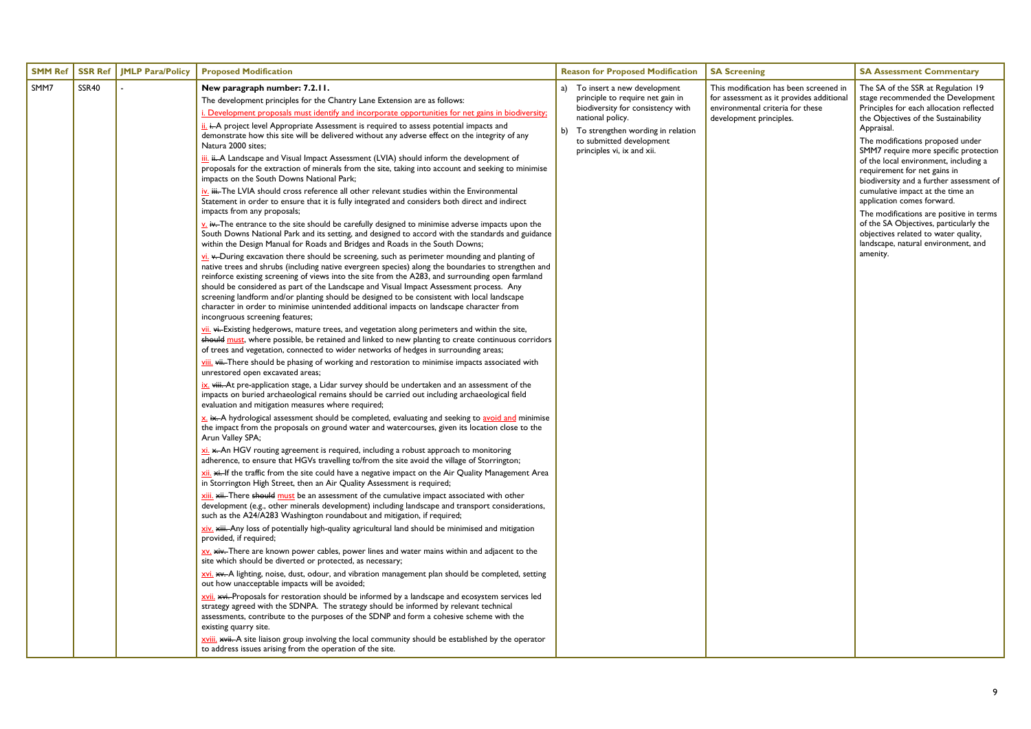| SMM Ref | SSR Ref | JMLP Para/Policy | Proposed Modification | Reason for Proposed Modification | SA Screening | SA Assessment Commentary |
|---|---|---|---|---|---|---|
| SMM7 | SSR40 | - | **New paragraph number: 7.2.11.**<br>The development principles for the Chantry Lane Extension are as follows:<br>i. Development proposals must identify and incorporate opportunities for net gains in biodiversity;<br>ii. ~~i.~~ A project level Appropriate Assessment is required to assess potential impacts and demonstrate how this site will be delivered without any adverse effect on the integrity of any Natura 2000 sites;<br>iii. ~~ii.~~ A Landscape and Visual Impact Assessment (LVIA) should inform the development of proposals for the extraction of minerals from the site, taking into account and seeking to minimise impacts on the South Downs National Park;<br>iv. ~~iii.~~ The LVIA should cross reference all other relevant studies within the Environmental Statement in order to ensure that it is fully integrated and considers both direct and indirect impacts from any proposals;<br>v. ~~iv.~~ The entrance to the site should be carefully designed to minimise adverse impacts upon the South Downs National Park and its setting, and designed to accord with the standards and guidance within the Design Manual for Roads and Bridges and Roads in the South Downs;<br>vi. ~~v.~~ During excavation there should be screening, such as perimeter mounding and planting of native trees and shrubs (including native evergreen species) along the boundaries to strengthen and reinforce existing screening of views into the site from the A283, and surrounding open farmland should be considered as part of the Landscape and Visual Impact Assessment process. Any screening landform and/or planting should be designed to be consistent with local landscape character in order to minimise unintended additional impacts on landscape character from incongruous screening features;<br>vii. ~~vi.~~ Existing hedgerows, mature trees, and vegetation along perimeters and within the site, ~~should~~ must, where possible, be retained and linked to new planting to create continuous corridors of trees and vegetation, connected to wider networks of hedges in surrounding areas;<br>viii. ~~vii.~~ There should be phasing of working and restoration to minimise impacts associated with unrestored open excavated areas;<br>ix. ~~viii.~~ At pre-application stage, a Lidar survey should be undertaken and an assessment of the impacts on buried archaeological remains should be carried out including archaeological field evaluation and mitigation measures where required;<br>x. ~~ix.~~ A hydrological assessment should be completed, evaluating and seeking to avoid and minimise the impact from the proposals on ground water and watercourses, given its location close to the Arun Valley SPA;<br>xi. ~~x.~~ An HGV routing agreement is required, including a robust approach to monitoring adherence, to ensure that HGVs travelling to/from the site avoid the village of Storrington;<br>xii. ~~xi.~~ If the traffic from the site could have a negative impact on the Air Quality Management Area in Storrington High Street, then an Air Quality Assessment is required;<br>xiii. ~~xii.~~ There ~~should~~ must be an assessment of the cumulative impact associated with other development (e.g., other minerals development) including landscape and transport considerations, such as the A24/A283 Washington roundabout and mitigation, if required;<br>xiv. ~~xiii.~~ Any loss of potentially high-quality agricultural land should be minimised and mitigation provided, if required;<br>xv. ~~xiv.~~ There are known power cables, power lines and water mains within and adjacent to the site which should be diverted or protected, as necessary;<br>xvi. ~~xv.~~ A lighting, noise, dust, odour, and vibration management plan should be completed, setting out how unacceptable impacts will be avoided;<br>xvii. ~~xvi.~~ Proposals for restoration should be informed by a landscape and ecosystem services led strategy agreed with the SDNPA. The strategy should be informed by relevant technical assessments, contribute to the purposes of the SDNP and form a cohesive scheme with the existing quarry site.<br>xviii. ~~xvii.~~ A site liaison group involving the local community should be established by the operator to address issues arising from the operation of the site. | a) To insert a new development principle to require net gain in biodiversity for consistency with national policy.<br>b) To strengthen wording in relation to submitted development principles vi, ix and xii. | This modification has been screened in for assessment as it provides additional environmental criteria for these development principles. | The SA of the SSR at Regulation 19 stage recommended the Development Principles for each allocation reflected the Objectives of the Sustainability Appraisal.<br>The modifications proposed under SMM7 require more specific protection of the local environment, including a requirement for net gains in biodiversity and a further assessment of cumulative impact at the time an application comes forward.<br>The modifications are positive in terms of the SA Objectives, particularly the objectives related to water quality, landscape, natural environment, and amenity. |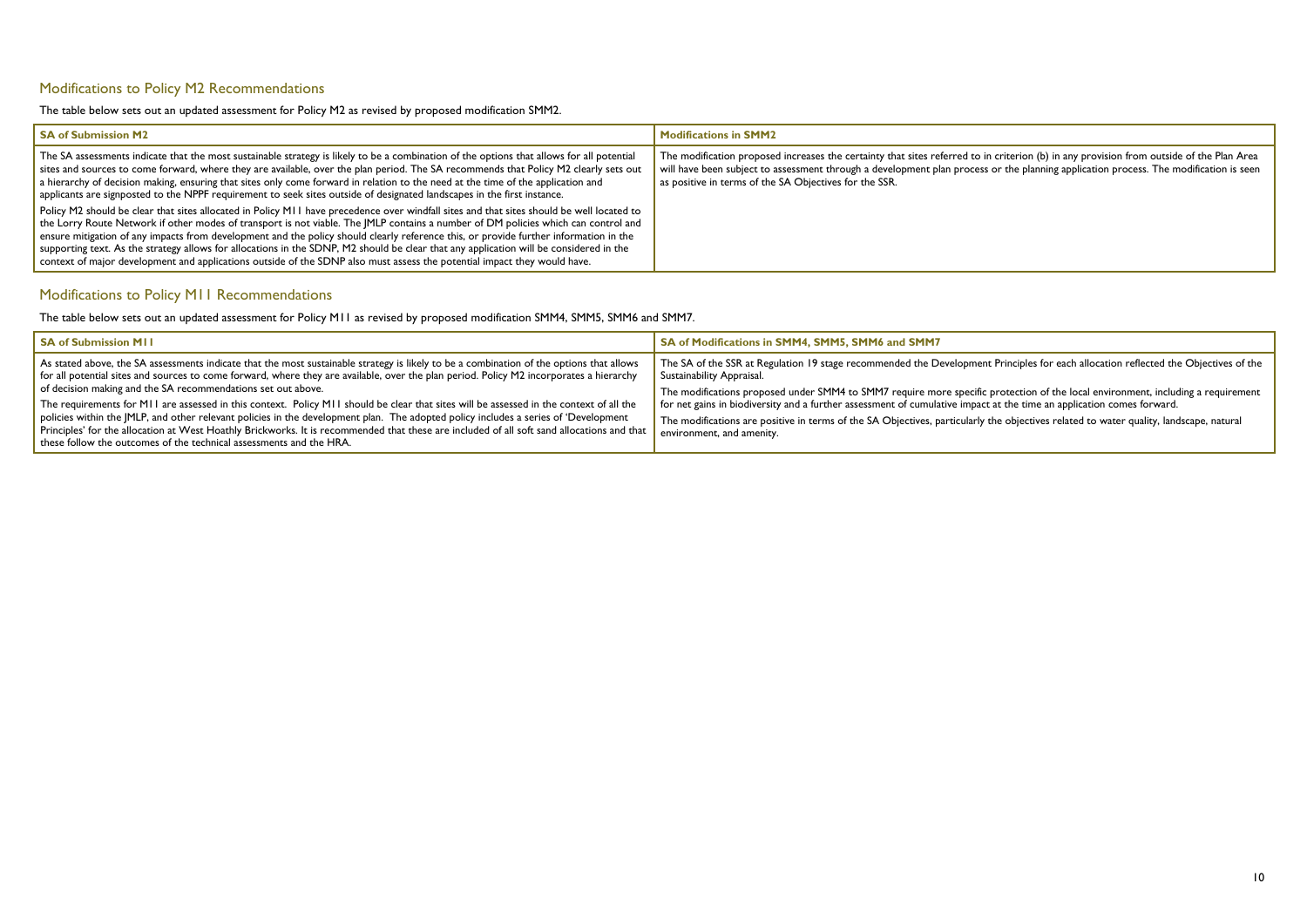## Modifications to Policy M2 Recommendations

The table below sets out an updated assessment for Policy M2 as revised by proposed modification SMM2.

| SA of Submission M2 | Modifications in SMM2 |
| --- | --- |
| The SA assessments indicate that the most sustainable strategy is likely to be a combination of the options that allows for all potential sites and sources to come forward, where they are available, over the plan period. The SA recommends that Policy M2 clearly sets out a hierarchy of decision making, ensuring that sites only come forward in relation to the need at the time of the application and applicants are signposted to the NPPF requirement to seek sites outside of designated landscapes in the first instance.<br><br>Policy M2 should be clear that sites allocated in Policy M11 have precedence over windfall sites and that sites should be well located to the Lorry Route Network if other modes of transport is not viable. The JMLP contains a number of DM policies which can control and ensure mitigation of any impacts from development and the policy should clearly reference this, or provide further information in the supporting text. As the strategy allows for allocations in the SDNP, M2 should be clear that any application will be considered in the context of major development and applications outside of the SDNP also must assess the potential impact they would have. | The modification proposed increases the certainty that sites referred to in criterion (b) in any provision from outside of the Plan Area will have been subject to assessment through a development plan process or the planning application process. The modification is seen as positive in terms of the SA Objectives for the SSR. |

## Modifications to Policy M11 Recommendations

The table below sets out an updated assessment for Policy M11 as revised by proposed modification SMM4, SMM5, SMM6 and SMM7.

| SA of Submission M11 | SA of Modifications in SMM4, SMM5, SMM6 and SMM7 |
| --- | --- |
| As stated above, the SA assessments indicate that the most sustainable strategy is likely to be a combination of the options that allows for all potential sites and sources to come forward, where they are available, over the plan period. Policy M2 incorporates a hierarchy of decision making and the SA recommendations set out above.<br><br>The requirements for M11 are assessed in this context. Policy M11 should be clear that sites will be assessed in the context of all the policies within the JMLP, and other relevant policies in the development plan. The adopted policy includes a series of 'Development Principles' for the allocation at West Hoathly Brickworks. It is recommended that these are included of all soft sand allocations and that these follow the outcomes of the technical assessments and the HRA. | The SA of the SSR at Regulation 19 stage recommended the Development Principles for each allocation reflected the Objectives of the Sustainability Appraisal.<br><br>The modifications proposed under SMM4 to SMM7 require more specific protection of the local environment, including a requirement for net gains in biodiversity and a further assessment of cumulative impact at the time an application comes forward.<br><br>The modifications are positive in terms of the SA Objectives, particularly the objectives related to water quality, landscape, natural environment, and amenity. |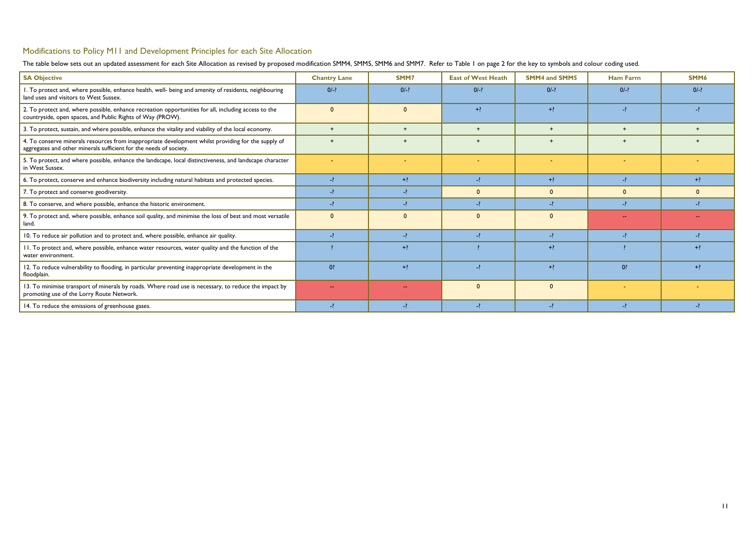## Modifications to Policy M11 and Development Principles for each Site Allocation

The table below sets out an updated assessment for each Site Allocation as revised by proposed modification SMM4, SMM5, SMM6 and SMM7. Refer to Table 1 on page 2 for the key to symbols and colour coding used.

| SA Objective | Chantry Lane | SMM7 | East of West Heath | SMM4 and SMM5 | Ham Farm | SMM6 |
|---|---|---|---|---|---|---|
| 1. To protect and, where possible, enhance health, well- being and amenity of residents, neighbouring land uses and visitors to West Sussex. | 0/-? | 0/-? | 0/-? | 0/-? | 0/-? | 0/-? |
| 2. To protect and, where possible, enhance recreation opportunities for all, including access to the countryside, open spaces, and Public Rights of Way (PROW). | 0 | 0 | +? | +? | -? | -? |
| 3. To protect, sustain, and where possible, enhance the vitality and viability of the local economy. | + | + | + | + | + | + |
| 4. To conserve minerals resources from inappropriate development whilst providing for the supply of aggregates and other minerals sufficient for the needs of society. | + | + | + | + | + | + |
| 5. To protect, and where possible, enhance the landscape, local distinctiveness, and landscape character in West Sussex. | - | - | - | - | - | - |
| 6. To protect, conserve and enhance biodiversity including natural habitats and protected species. | -? | +? | -? | +? | -? | +? |
| 7. To protect and conserve geodiversity. | -? | -? | 0 | 0 | 0 | 0 |
| 8. To conserve, and where possible, enhance the historic environment. | -? | -? | -? | -? | -? | -? |
| 9. To protect and, where possible, enhance soil quality, and minimise the loss of best and most versatile land. | 0 | 0 | 0 | 0 | -- | -- |
| 10. To reduce air pollution and to protect and, where possible, enhance air quality. | -? | -? | -? | -? | -? | -? |
| 11. To protect and, where possible, enhance water resources, water quality and the function of the water environment. | ? | +? | ? | +? | ? | +? |
| 12. To reduce vulnerability to flooding, in particular preventing inappropriate development in the floodplain. | 0? | +? | -? | +? | 0? | +? |
| 13. To minimise transport of minerals by roads. Where road use is necessary, to reduce the impact by promoting use of the Lorry Route Network. | -- | -- | 0 | 0 | - | - |
| 14. To reduce the emissions of greenhouse gases. | -? | -? | -? | -? | -? | -? |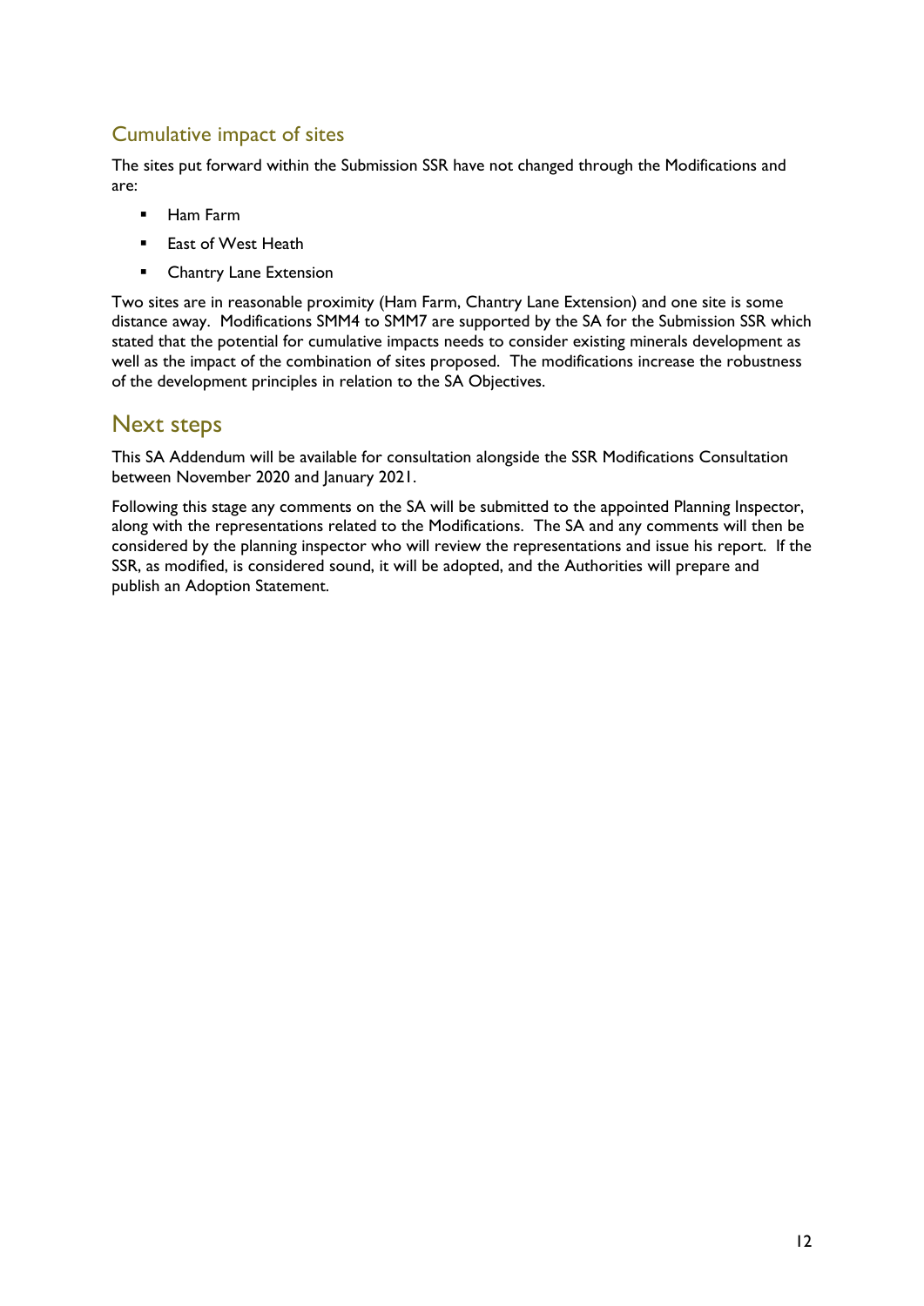### Cumulative impact of sites

The sites put forward within the Submission SSR have not changed through the Modifications and are:

- Ham Farm
- East of West Heath
- Chantry Lane Extension

Two sites are in reasonable proximity (Ham Farm, Chantry Lane Extension) and one site is some distance away. Modifications SMM4 to SMM7 are supported by the SA for the Submission SSR which stated that the potential for cumulative impacts needs to consider existing minerals development as well as the impact of the combination of sites proposed. The modifications increase the robustness of the development principles in relation to the SA Objectives.

## Next steps

This SA Addendum will be available for consultation alongside the SSR Modifications Consultation between November 2020 and January 2021.

Following this stage any comments on the SA will be submitted to the appointed Planning Inspector, along with the representations related to the Modifications. The SA and any comments will then be considered by the planning inspector who will review the representations and issue his report. If the SSR, as modified, is considered sound, it will be adopted, and the Authorities will prepare and publish an Adoption Statement.